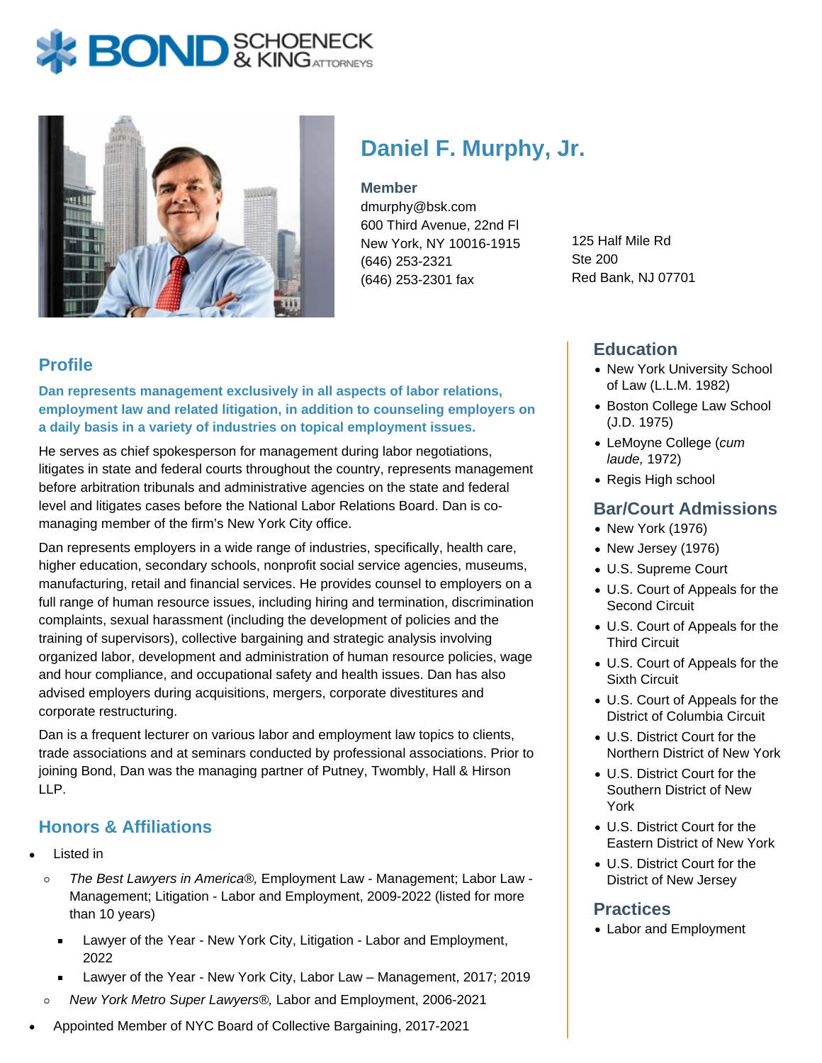# Daniel F. Murphy, Jr.

**Member**
dmurphy@bsk.com
600 Third Avenue, 22nd Fl
New York, NY 10016-1915
(646) 253-2321
(646) 253-2301 fax

125 Half Mile Rd
Ste 200
Red Bank, NJ 07701

## Profile

**Dan represents management exclusively in all aspects of labor relations, employment law and related litigation, in addition to counseling employers on a daily basis in a variety of industries on topical employment issues.**

He serves as chief spokesperson for management during labor negotiations, litigates in state and federal courts throughout the country, represents management before arbitration tribunals and administrative agencies on the state and federal level and litigates cases before the National Labor Relations Board. Dan is co-managing member of the firm's New York City office.

Dan represents employers in a wide range of industries, specifically, health care, higher education, secondary schools, nonprofit social service agencies, museums, manufacturing, retail and financial services. He provides counsel to employers on a full range of human resource issues, including hiring and termination, discrimination complaints, sexual harassment (including the development of policies and the training of supervisors), collective bargaining and strategic analysis involving organized labor, development and administration of human resource policies, wage and hour compliance, and occupational safety and health issues. Dan has also advised employers during acquisitions, mergers, corporate divestitures and corporate restructuring.

Dan is a frequent lecturer on various labor and employment law topics to clients, trade associations and at seminars conducted by professional associations. Prior to joining Bond, Dan was the managing partner of Putney, Twombly, Hall & Hirson LLP.

## Honors & Affiliations

- Listed in
  - *The Best Lawyers in America®,* Employment Law - Management; Labor Law - Management; Litigation - Labor and Employment, 2009-2022 (listed for more than 10 years)
    - Lawyer of the Year - New York City, Litigation - Labor and Employment, 2022
    - Lawyer of the Year - New York City, Labor Law – Management, 2017; 2019
  - *New York Metro Super Lawyers®,* Labor and Employment, 2006-2021
- Appointed Member of NYC Board of Collective Bargaining, 2017-2021

## Education

- New York University School of Law (L.L.M. 1982)
- Boston College Law School (J.D. 1975)
- LeMoyne College (*cum laude,* 1972)
- Regis High school

## Bar/Court Admissions

- New York (1976)
- New Jersey (1976)
- U.S. Supreme Court
- U.S. Court of Appeals for the Second Circuit
- U.S. Court of Appeals for the Third Circuit
- U.S. Court of Appeals for the Sixth Circuit
- U.S. Court of Appeals for the District of Columbia Circuit
- U.S. District Court for the Northern District of New York
- U.S. District Court for the Southern District of New York
- U.S. District Court for the Eastern District of New York
- U.S. District Court for the District of New Jersey

## Practices

- Labor and Employment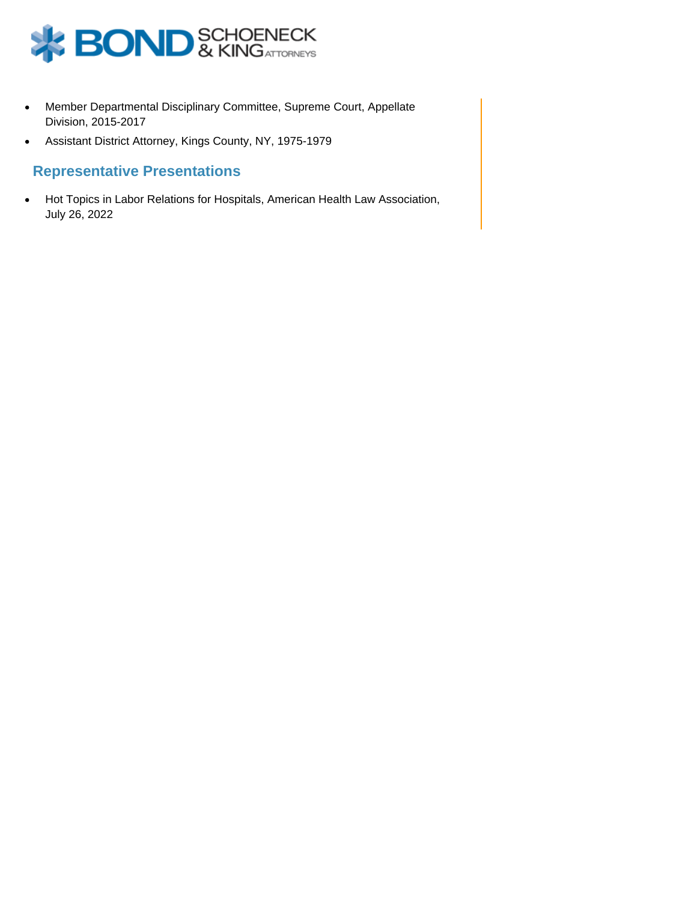- Member Departmental Disciplinary Committee, Supreme Court, Appellate Division, 2015-2017
- Assistant District Attorney, Kings County, NY, 1975-1979

## Representative Presentations

- Hot Topics in Labor Relations for Hospitals, American Health Law Association, July 26, 2022